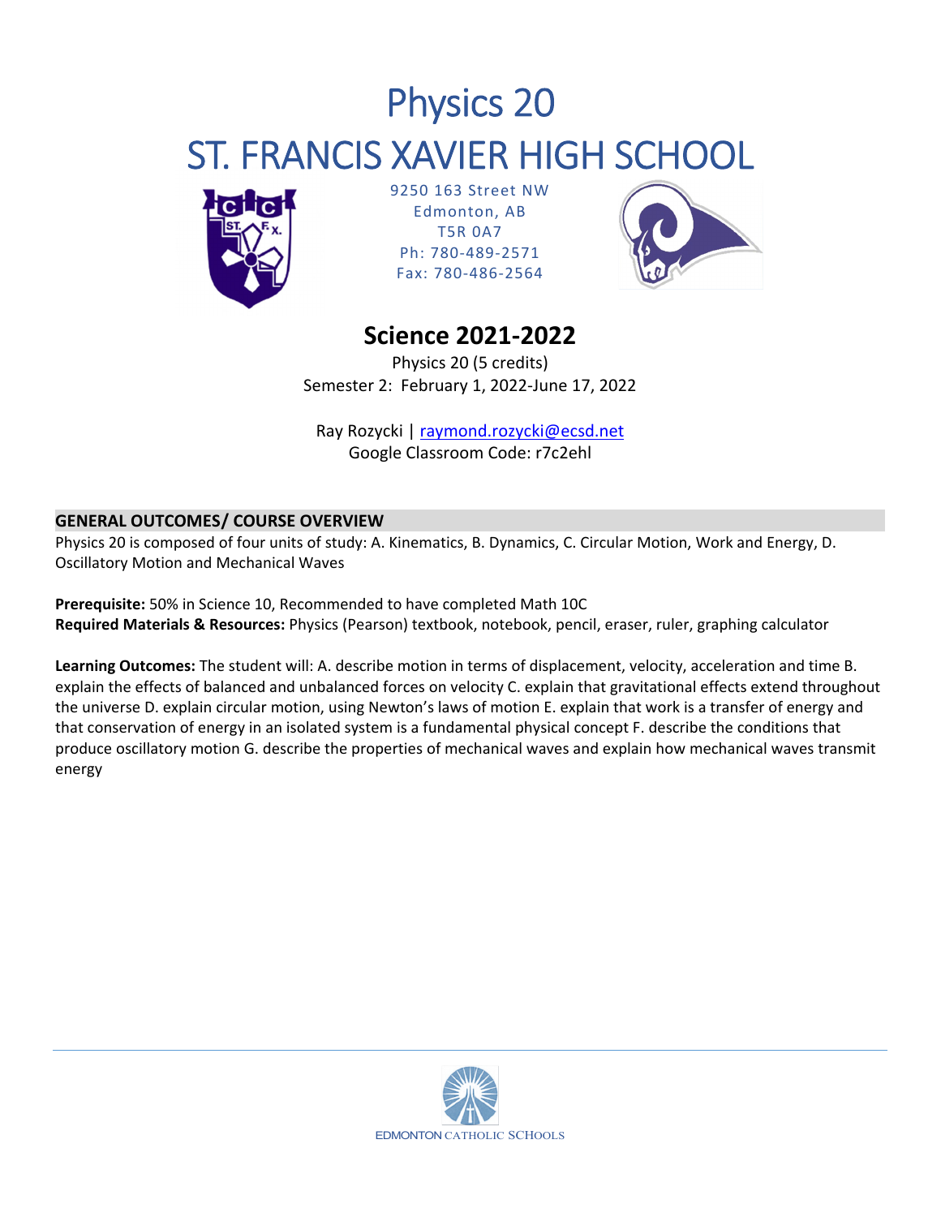# Physics 20

# ST. FRANCIS XAVIER HIGH SCHOOL

9250 163 Street NW
Edmonton, AB
T5R 0A7
Ph: 780-489-2571
Fax: 780-486-2564

## Science 2021-2022

Physics 20 (5 credits)
Semester 2: February 1, 2022-June 17, 2022

Ray Rozycki | raymond.rozycki@ecsd.net
Google Classroom Code: r7c2ehl

### GENERAL OUTCOMES/ COURSE OVERVIEW

Physics 20 is composed of four units of study: A. Kinematics, B. Dynamics, C. Circular Motion, Work and Energy, D. Oscillatory Motion and Mechanical Waves

**Prerequisite:** 50% in Science 10, Recommended to have completed Math 10C
**Required Materials & Resources:** Physics (Pearson) textbook, notebook, pencil, eraser, ruler, graphing calculator

**Learning Outcomes:** The student will: A. describe motion in terms of displacement, velocity, acceleration and time B. explain the effects of balanced and unbalanced forces on velocity C. explain that gravitational effects extend throughout the universe D. explain circular motion, using Newton's laws of motion E. explain that work is a transfer of energy and that conservation of energy in an isolated system is a fundamental physical concept F. describe the conditions that produce oscillatory motion G. describe the properties of mechanical waves and explain how mechanical waves transmit energy

EDMONTON CATHOLIC SCHOOLS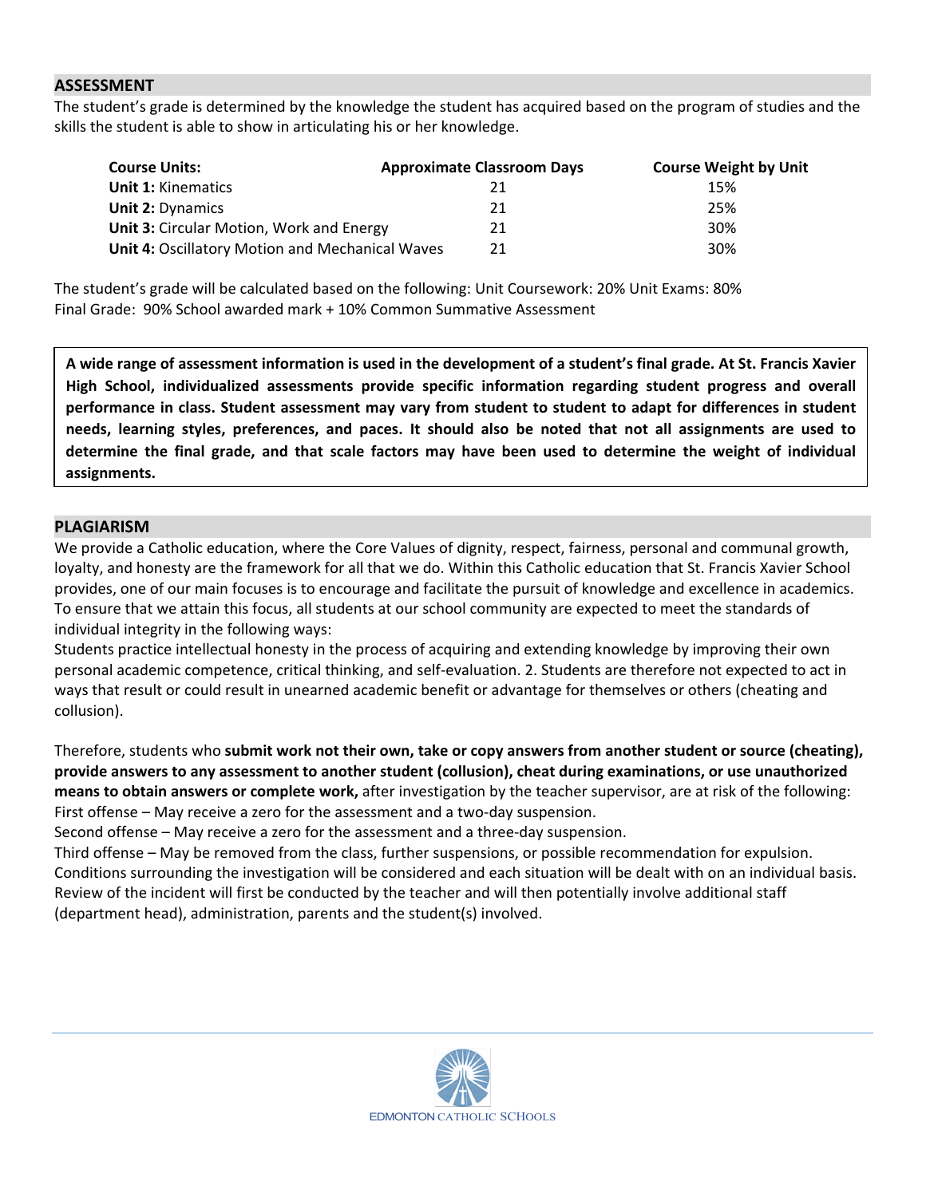## ASSESSMENT

The student's grade is determined by the knowledge the student has acquired based on the program of studies and the skills the student is able to show in articulating his or her knowledge.

| Course Units: | Approximate Classroom Days | Course Weight by Unit |
|---|---|---|
| **Unit 1:** Kinematics | 21 | 15% |
| **Unit 2:** Dynamics | 21 | 25% |
| **Unit 3:** Circular Motion, Work and Energy | 21 | 30% |
| **Unit 4:** Oscillatory Motion and Mechanical Waves | 21 | 30% |

The student's grade will be calculated based on the following: Unit Coursework: 20% Unit Exams: 80%
Final Grade: 90% School awarded mark + 10% Common Summative Assessment

**A wide range of assessment information is used in the development of a student's final grade. At St. Francis Xavier High School, individualized assessments provide specific information regarding student progress and overall performance in class. Student assessment may vary from student to student to adapt for differences in student needs, learning styles, preferences, and paces. It should also be noted that not all assignments are used to determine the final grade, and that scale factors may have been used to determine the weight of individual assignments.**

## PLAGIARISM

We provide a Catholic education, where the Core Values of dignity, respect, fairness, personal and communal growth, loyalty, and honesty are the framework for all that we do. Within this Catholic education that St. Francis Xavier School provides, one of our main focuses is to encourage and facilitate the pursuit of knowledge and excellence in academics. To ensure that we attain this focus, all students at our school community are expected to meet the standards of individual integrity in the following ways:
Students practice intellectual honesty in the process of acquiring and extending knowledge by improving their own personal academic competence, critical thinking, and self-evaluation. 2. Students are therefore not expected to act in ways that result or could result in unearned academic benefit or advantage for themselves or others (cheating and collusion).

Therefore, students who **submit work not their own, take or copy answers from another student or source (cheating), provide answers to any assessment to another student (collusion), cheat during examinations, or use unauthorized means to obtain answers or complete work,** after investigation by the teacher supervisor, are at risk of the following:
First offense – May receive a zero for the assessment and a two-day suspension.
Second offense – May receive a zero for the assessment and a three-day suspension.
Third offense – May be removed from the class, further suspensions, or possible recommendation for expulsion.
Conditions surrounding the investigation will be considered and each situation will be dealt with on an individual basis. Review of the incident will first be conducted by the teacher and will then potentially involve additional staff (department head), administration, parents and the student(s) involved.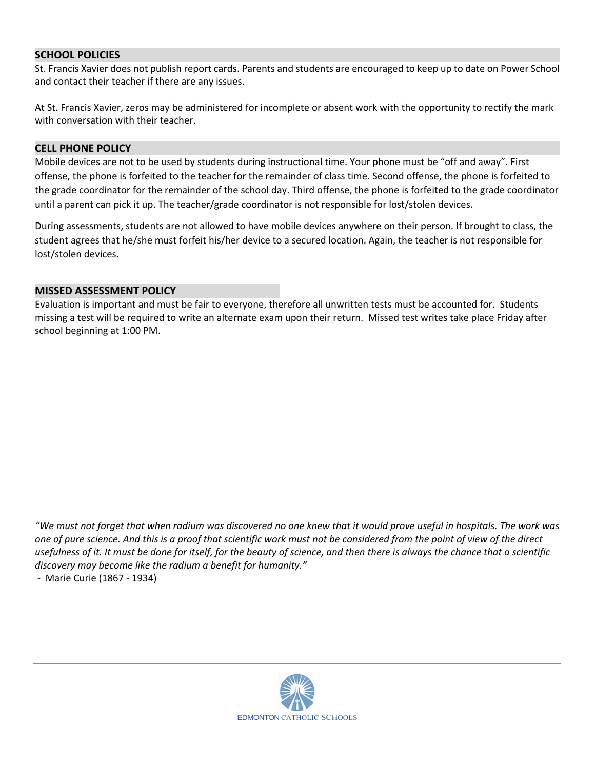## SCHOOL POLICIES

St. Francis Xavier does not publish report cards. Parents and students are encouraged to keep up to date on Power School and contact their teacher if there are any issues.

At St. Francis Xavier, zeros may be administered for incomplete or absent work with the opportunity to rectify the mark with conversation with their teacher.

## CELL PHONE POLICY

Mobile devices are not to be used by students during instructional time. Your phone must be "off and away". First offense, the phone is forfeited to the teacher for the remainder of class time. Second offense, the phone is forfeited to the grade coordinator for the remainder of the school day. Third offense, the phone is forfeited to the grade coordinator until a parent can pick it up. The teacher/grade coordinator is not responsible for lost/stolen devices.

During assessments, students are not allowed to have mobile devices anywhere on their person. If brought to class, the student agrees that he/she must forfeit his/her device to a secured location. Again, the teacher is not responsible for lost/stolen devices.

## MISSED ASSESSMENT POLICY

Evaluation is important and must be fair to everyone, therefore all unwritten tests must be accounted for. Students missing a test will be required to write an alternate exam upon their return. Missed test writes take place Friday after school beginning at 1:00 PM.

*"We must not forget that when radium was discovered no one knew that it would prove useful in hospitals. The work was one of pure science. And this is a proof that scientific work must not be considered from the point of view of the direct usefulness of it. It must be done for itself, for the beauty of science, and then there is always the chance that a scientific discovery may become like the radium a benefit for humanity."*

- Marie Curie (1867 - 1934)

EDMONTON CATHOLIC SCHOOLS